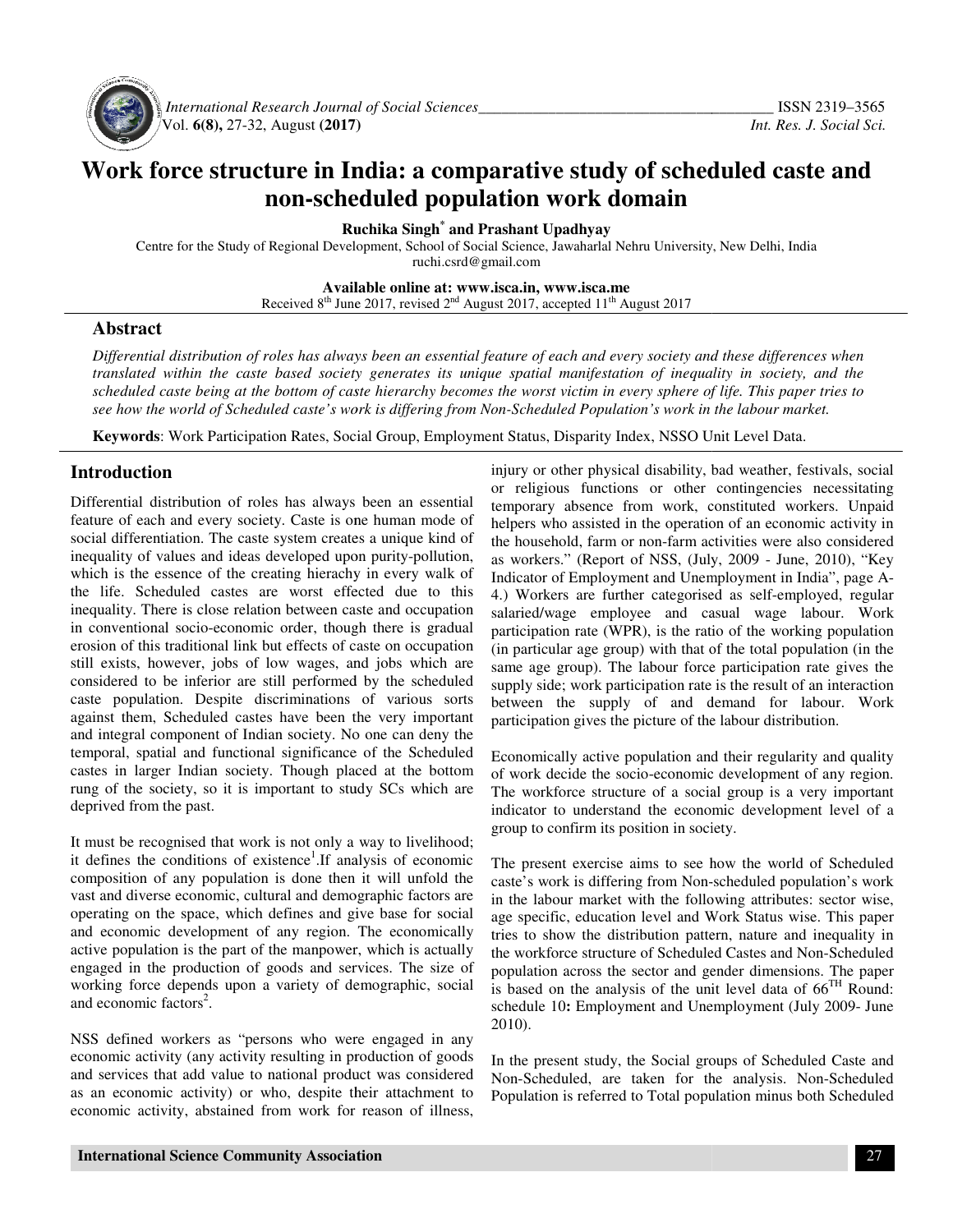# Work force structure in India: a comparative study of scheduled caste and non-scheduled population work domain

**Ruchika Singh[*] and Prashant Upadhyay**

Centre for the Study of Regional Development, School of Social Science, Jawaharlal Nehru University, New Delhi, India
ruchi.csrd@gmail.com

**Available online at: www.isca.in, www.isca.me**
Received 8th June 2017, revised 2nd August 2017, accepted 11th August 2017

## Abstract

*Differential distribution of roles has always been an essential feature of each and every society and these differences when translated within the caste based society generates its unique spatial manifestation of inequality in society, and the scheduled caste being at the bottom of caste hierarchy becomes the worst victim in every sphere of life. This paper tries to see how the world of Scheduled caste's work is differing from Non-Scheduled Population's work in the labour market.*

**Keywords**: Work Participation Rates, Social Group, Employment Status, Disparity Index, NSSO Unit Level Data.

## Introduction

Differential distribution of roles has always been an essential feature of each and every society. Caste is one human mode of social differentiation. The caste system creates a unique kind of inequality of values and ideas developed upon purity-pollution, which is the essence of the creating hierachy in every walk of the life. Scheduled castes are worst effected due to this inequality. There is close relation between caste and occupation in conventional socio-economic order, though there is gradual erosion of this traditional link but effects of caste on occupation still exists, however, jobs of low wages, and jobs which are considered to be inferior are still performed by the scheduled caste population. Despite discriminations of various sorts against them, Scheduled castes have been the very important and integral component of Indian society. No one can deny the temporal, spatial and functional significance of the Scheduled castes in larger Indian society. Though placed at the bottom rung of the society, so it is important to study SCs which are deprived from the past.

It must be recognised that work is not only a way to livelihood; it defines the conditions of existence[1].If analysis of economic composition of any population is done then it will unfold the vast and diverse economic, cultural and demographic factors are operating on the space, which defines and give base for social and economic development of any region. The economically active population is the part of the manpower, which is actually engaged in the production of goods and services. The size of working force depends upon a variety of demographic, social and economic factors[2].

NSS defined workers as "persons who were engaged in any economic activity (any activity resulting in production of goods and services that add value to national product was considered as an economic activity) or who, despite their attachment to economic activity, abstained from work for reason of illness, injury or other physical disability, bad weather, festivals, social or religious functions or other contingencies necessitating temporary absence from work, constituted workers. Unpaid helpers who assisted in the operation of an economic activity in the household, farm or non-farm activities were also considered as workers." (Report of NSS, (July, 2009 - June, 2010), "Key Indicator of Employment and Unemployment in India", page A-4.) Workers are further categorised as self-employed, regular salaried/wage employee and casual wage labour. Work participation rate (WPR), is the ratio of the working population (in particular age group) with that of the total population (in the same age group). The labour force participation rate gives the supply side; work participation rate is the result of an interaction between the supply of and demand for labour. Work participation gives the picture of the labour distribution.

Economically active population and their regularity and quality of work decide the socio-economic development of any region. The workforce structure of a social group is a very important indicator to understand the economic development level of a group to confirm its position in society.

The present exercise aims to see how the world of Scheduled caste's work is differing from Non-scheduled population's work in the labour market with the following attributes: sector wise, age specific, education level and Work Status wise. This paper tries to show the distribution pattern, nature and inequality in the workforce structure of Scheduled Castes and Non-Scheduled population across the sector and gender dimensions. The paper is based on the analysis of the unit level data of 66TH Round: schedule 10**:** Employment and Unemployment (July 2009- June 2010).

In the present study, the Social groups of Scheduled Caste and Non-Scheduled, are taken for the analysis. Non-Scheduled Population is referred to Total population minus both Scheduled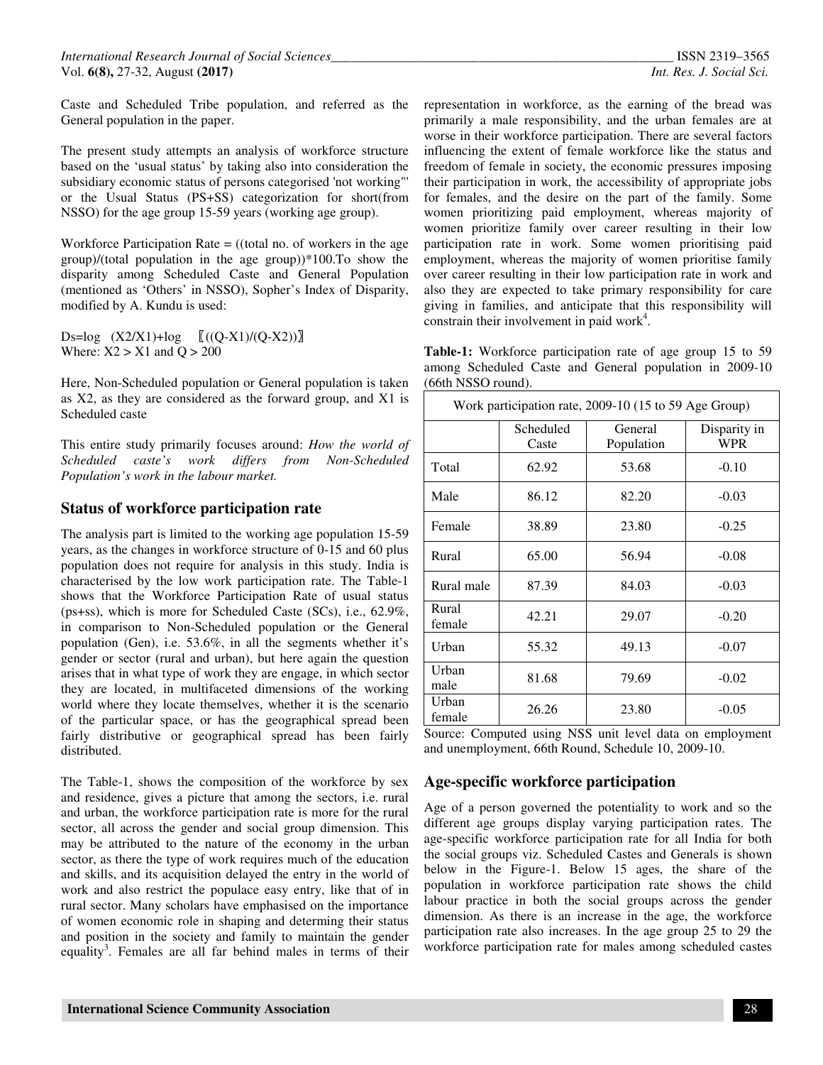Caste and Scheduled Tribe population, and referred as the General population in the paper.

The present study attempts an analysis of workforce structure based on the 'usual status' by taking also into consideration the subsidiary economic status of persons categorised 'not working"' or the Usual Status (PS+SS) categorization for short(from NSSO) for the age group 15-59 years (working age group).

Workforce Participation Rate = ((total no. of workers in the age group)/(total population in the age group))*100.To show the disparity among Scheduled Caste and General Population (mentioned as 'Others' in NSSO), Sopher's Index of Disparity, modified by A. Kundu is used:

$$Ds = \log(X2/X1) + \log\left[(Q-X1)/(Q-X2)\right]$$

Where: $X2 > X1$ and $Q > 200$

Here, Non-Scheduled population or General population is taken as X2, as they are considered as the forward group, and X1 is Scheduled caste

This entire study primarily focuses around: *How the world of Scheduled caste's work differs from Non-Scheduled Population's work in the labour market.*

## Status of workforce participation rate

The analysis part is limited to the working age population 15-59 years, as the changes in workforce structure of 0-15 and 60 plus population does not require for analysis in this study. India is characterised by the low work participation rate. The Table-1 shows that the Workforce Participation Rate of usual status (ps+ss), which is more for Scheduled Caste (SCs), i.e., 62.9%, in comparison to Non-Scheduled population or the General population (Gen), i.e. 53.6%, in all the segments whether it's gender or sector (rural and urban), but here again the question arises that in what type of work they are engage, in which sector they are located, in multifaceted dimensions of the working world where they locate themselves, whether it is the scenario of the particular space, or has the geographical spread been fairly distributive or geographical spread has been fairly distributed.

The Table-1, shows the composition of the workforce by sex and residence, gives a picture that among the sectors, i.e. rural and urban, the workforce participation rate is more for the rural sector, all across the gender and social group dimension. This may be attributed to the nature of the economy in the urban sector, as there the type of work requires much of the education and skills, and its acquisition delayed the entry in the world of work and also restrict the populace easy entry, like that of in rural sector. Many scholars have emphasised on the importance of women economic role in shaping and determing their status and position in the society and family to maintain the gender equality[3]. Females are all far behind males in terms of their representation in workforce, as the earning of the bread was primarily a male responsibility, and the urban females are at worse in their workforce participation. There are several factors influencing the extent of female workforce like the status and freedom of female in society, the economic pressures imposing their participation in work, the accessibility of appropriate jobs for females, and the desire on the part of the family. Some women prioritizing paid employment, whereas majority of women prioritize family over career resulting in their low participation rate in work. Some women prioritising paid employment, whereas the majority of women prioritise family over career resulting in their low participation rate in work and also they are expected to take primary responsibility for care giving in families, and anticipate that this responsibility will constrain their involvement in paid work[4].

**Table-1:** Workforce participation rate of age group 15 to 59 among Scheduled Caste and General population in 2009-10 (66th NSSO round).

| Work participation rate, 2009-10 (15 to 59 Age Group) | | | |
|---|---|---|---|
| | Scheduled Caste | General Population | Disparity in WPR |
| Total | 62.92 | 53.68 | -0.10 |
| Male | 86.12 | 82.20 | -0.03 |
| Female | 38.89 | 23.80 | -0.25 |
| Rural | 65.00 | 56.94 | -0.08 |
| Rural male | 87.39 | 84.03 | -0.03 |
| Rural female | 42.21 | 29.07 | -0.20 |
| Urban | 55.32 | 49.13 | -0.07 |
| Urban male | 81.68 | 79.69 | -0.02 |
| Urban female | 26.26 | 23.80 | -0.05 |

Source: Computed using NSS unit level data on employment and unemployment, 66th Round, Schedule 10, 2009-10.

## Age-specific workforce participation

Age of a person governed the potentiality to work and so the different age groups display varying participation rates. The age-specific workforce participation rate for all India for both the social groups viz. Scheduled Castes and Generals is shown below in the Figure-1. Below 15 ages, the share of the population in workforce participation rate shows the child labour practice in both the social groups across the gender dimension. As there is an increase in the age, the workforce participation rate also increases. In the age group 25 to 29 the workforce participation rate for males among scheduled castes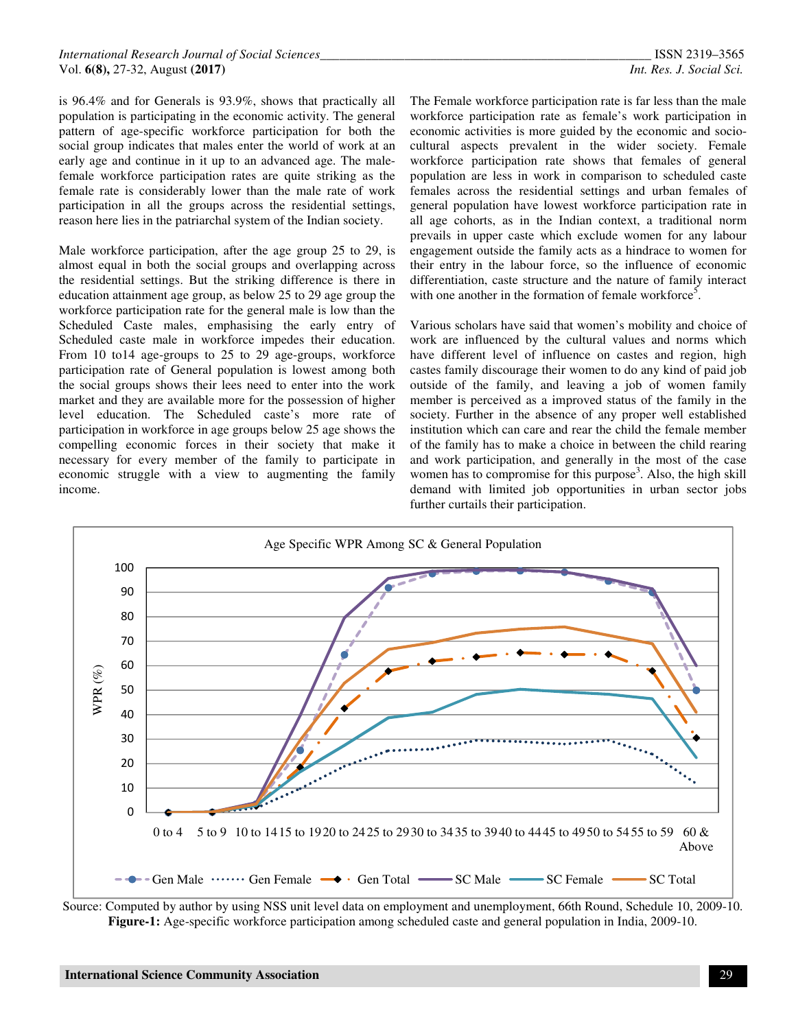is 96.4% and for Generals is 93.9%, shows that practically all population is participating in the economic activity. The general pattern of age-specific workforce participation for both the social group indicates that males enter the world of work at an early age and continue in it up to an advanced age. The male-female workforce participation rates are quite striking as the female rate is considerably lower than the male rate of work participation in all the groups across the residential settings, reason here lies in the patriarchal system of the Indian society.

Male workforce participation, after the age group 25 to 29, is almost equal in both the social groups and overlapping across the residential settings. But the striking difference is there in education attainment age group, as below 25 to 29 age group the workforce participation rate for the general male is low than the Scheduled Caste males, emphasising the early entry of Scheduled caste male in workforce impedes their education. From 10 to14 age-groups to 25 to 29 age-groups, workforce participation rate of General population is lowest among both the social groups shows their lees need to enter into the work market and they are available more for the possession of higher level education. The Scheduled caste's more rate of participation in workforce in age groups below 25 age shows the compelling economic forces in their society that make it necessary for every member of the family to participate in economic struggle with a view to augmenting the family income.

The Female workforce participation rate is far less than the male workforce participation rate as female's work participation in economic activities is more guided by the economic and socio-cultural aspects prevalent in the wider society. Female workforce participation rate shows that females of general population are less in work in comparison to scheduled caste females across the residential settings and urban females of general population have lowest workforce participation rate in all age cohorts, as in the Indian context, a traditional norm prevails in upper caste which exclude women for any labour engagement outside the family acts as a hindrace to women for their entry in the labour force, so the influence of economic differentiation, caste structure and the nature of family interact with one another in the formation of female workforce[5].

Various scholars have said that women's mobility and choice of work are influenced by the cultural values and norms which have different level of influence on castes and region, high castes family discourage their women to do any kind of paid job outside of the family, and leaving a job of women family member is perceived as a improved status of the family in the society. Further in the absence of any proper well established institution which can care and rear the child the female member of the family has to make a choice in between the child rearing and work participation, and generally in the most of the case women has to compromise for this purpose[3]. Also, the high skill demand with limited job opportunities in urban sector jobs further curtails their participation.

Source: Computed by author by using NSS unit level data on employment and unemployment, 66th Round, Schedule 10, 2009-10.

**Figure-1:** Age-specific workforce participation among scheduled caste and general population in India, 2009-10.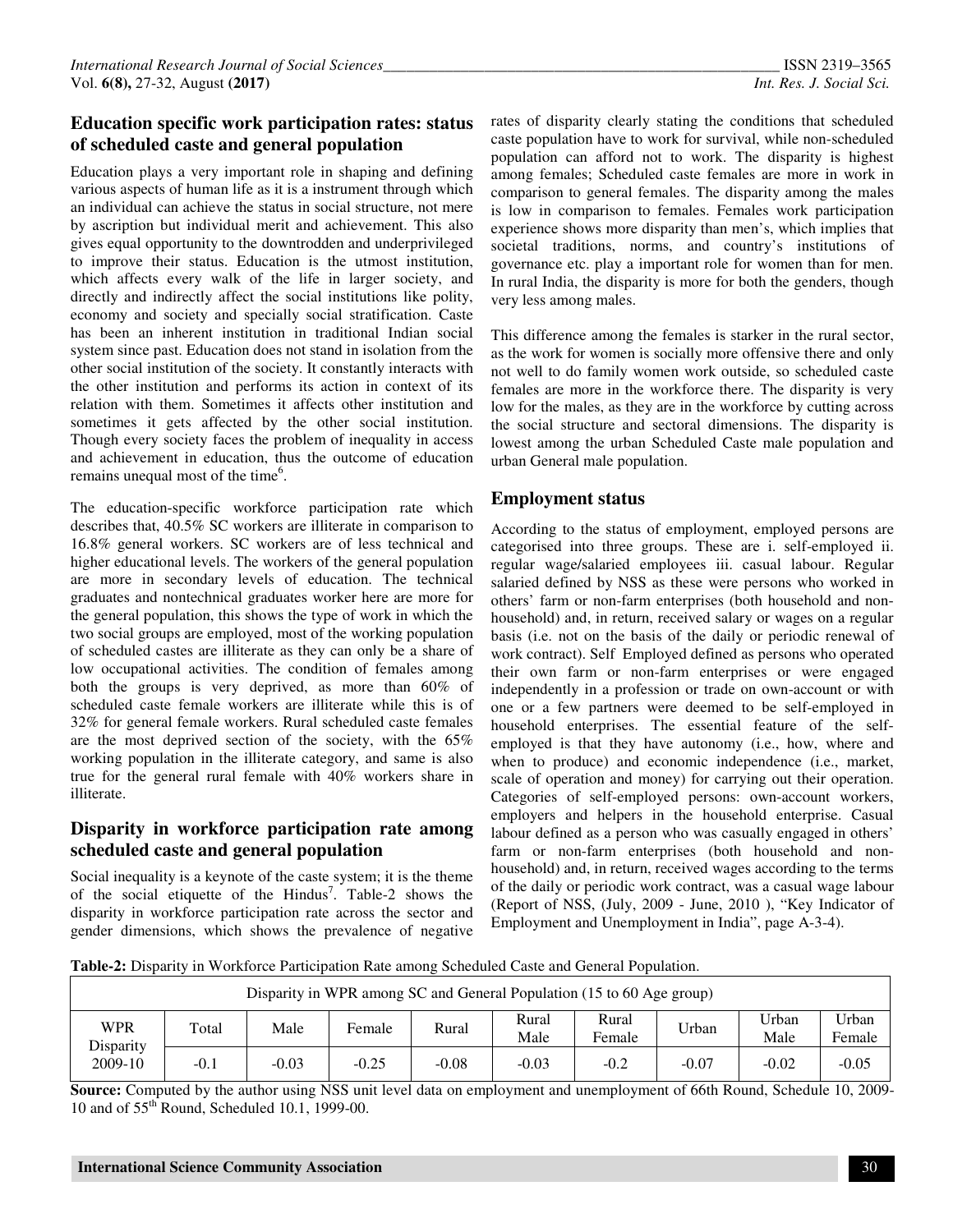## Education specific work participation rates: status of scheduled caste and general population

Education plays a very important role in shaping and defining various aspects of human life as it is a instrument through which an individual can achieve the status in social structure, not mere by ascription but individual merit and achievement. This also gives equal opportunity to the downtrodden and underprivileged to improve their status. Education is the utmost institution, which affects every walk of the life in larger society, and directly and indirectly affect the social institutions like polity, economy and society and specially social stratification. Caste has been an inherent institution in traditional Indian social system since past. Education does not stand in isolation from the other social institution of the society. It constantly interacts with the other institution and performs its action in context of its relation with them. Sometimes it affects other institution and sometimes it gets affected by the other social institution. Though every society faces the problem of inequality in access and achievement in education, thus the outcome of education remains unequal most of the time[6].

The education-specific workforce participation rate which describes that, 40.5% SC workers are illiterate in comparison to 16.8% general workers. SC workers are of less technical and higher educational levels. The workers of the general population are more in secondary levels of education. The technical graduates and nontechnical graduates worker here are more for the general population, this shows the type of work in which the two social groups are employed, most of the working population of scheduled castes are illiterate as they can only be a share of low occupational activities. The condition of females among both the groups is very deprived, as more than 60% of scheduled caste female workers are illiterate while this is of 32% for general female workers. Rural scheduled caste females are the most deprived section of the society, with the 65% working population in the illiterate category, and same is also true for the general rural female with 40% workers share in illiterate.

## Disparity in workforce participation rate among scheduled caste and general population

Social inequality is a keynote of the caste system; it is the theme of the social etiquette of the Hindus[7]. Table-2 shows the disparity in workforce participation rate across the sector and gender dimensions, which shows the prevalence of negative rates of disparity clearly stating the conditions that scheduled caste population have to work for survival, while non-scheduled population can afford not to work. The disparity is highest among females; Scheduled caste females are more in work in comparison to general females. The disparity among the males is low in comparison to females. Females work participation experience shows more disparity than men's, which implies that societal traditions, norms, and country's institutions of governance etc. play a important role for women than for men. In rural India, the disparity is more for both the genders, though very less among males.

This difference among the females is starker in the rural sector, as the work for women is socially more offensive there and only not well to do family women work outside, so scheduled caste females are more in the workforce there. The disparity is very low for the males, as they are in the workforce by cutting across the social structure and sectoral dimensions. The disparity is lowest among the urban Scheduled Caste male population and urban General male population.

## Employment status

According to the status of employment, employed persons are categorised into three groups. These are i. self-employed ii. regular wage/salaried employees iii. casual labour. Regular salaried defined by NSS as these were persons who worked in others' farm or non-farm enterprises (both household and non-household) and, in return, received salary or wages on a regular basis (i.e. not on the basis of the daily or periodic renewal of work contract). Self Employed defined as persons who operated their own farm or non-farm enterprises or were engaged independently in a profession or trade on own-account or with one or a few partners were deemed to be self-employed in household enterprises. The essential feature of the self-employed is that they have autonomy (i.e., how, where and when to produce) and economic independence (i.e., market, scale of operation and money) for carrying out their operation. Categories of self-employed persons: own-account workers, employers and helpers in the household enterprise. Casual labour defined as a person who was casually engaged in others' farm or non-farm enterprises (both household and non-household) and, in return, received wages according to the terms of the daily or periodic work contract, was a casual wage labour (Report of NSS, (July, 2009 - June, 2010 ), "Key Indicator of Employment and Unemployment in India", page A-3-4).

**Table-2:** Disparity in Workforce Participation Rate among Scheduled Caste and General Population.

| Disparity in WPR among SC and General Population (15 to 60 Age group) | | | | | | | | | |
|---|---|---|---|---|---|---|---|---|---|
| WPR Disparity 2009-10 | Total | Male | Female | Rural | Rural Male | Rural Female | Urban | Urban Male | Urban Female |
| | -0.1 | -0.03 | -0.25 | -0.08 | -0.03 | -0.2 | -0.07 | -0.02 | -0.05 |

**Source:** Computed by the author using NSS unit level data on employment and unemployment of 66th Round, Schedule 10, 2009-10 and of 55th Round, Scheduled 10.1, 1999-00.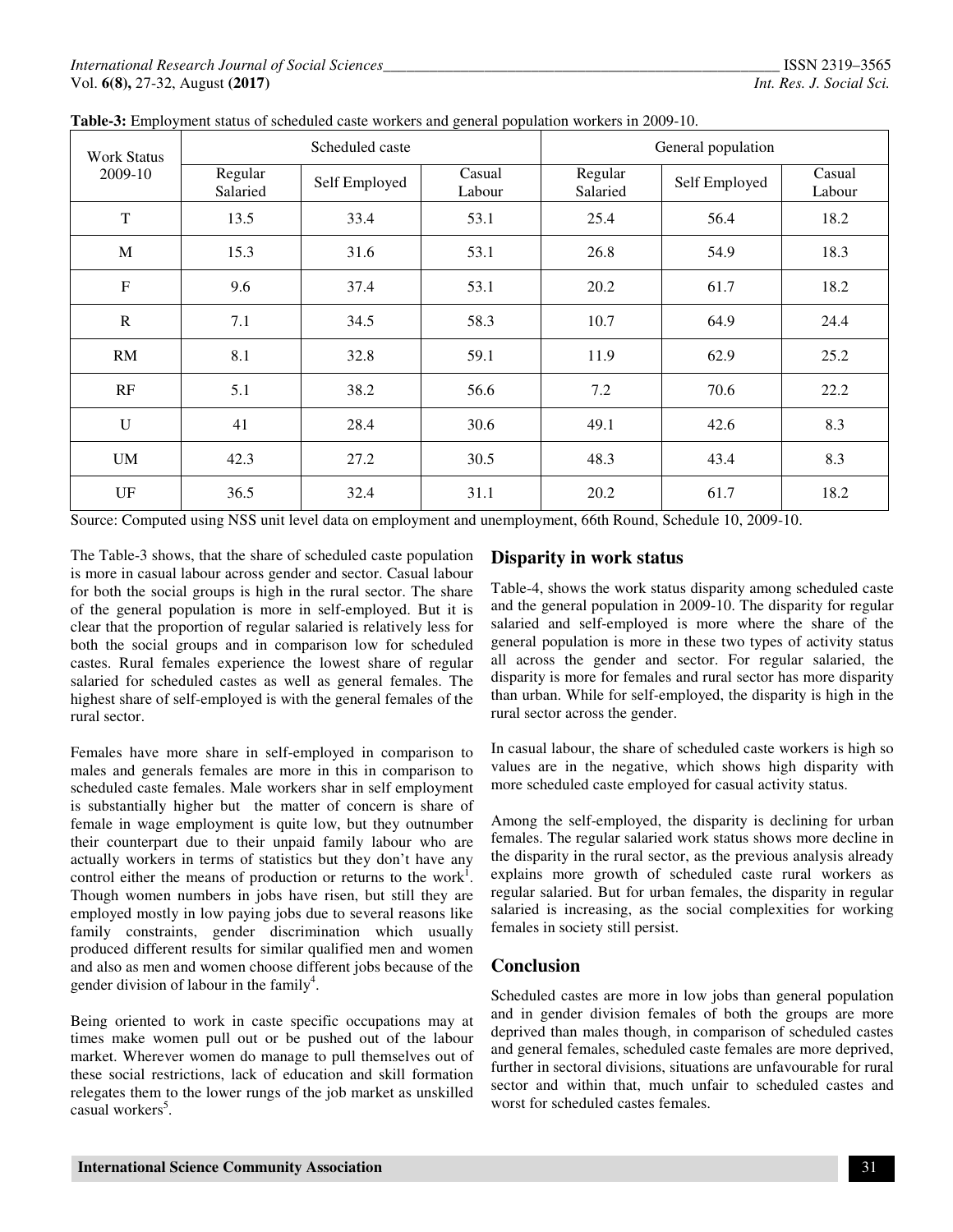**Table-3:** Employment status of scheduled caste workers and general population workers in 2009-10.

| Work Status 2009-10 | Scheduled caste | | | General population | | |
|---|---|---|---|---|---|---|
| | Regular Salaried | Self Employed | Casual Labour | Regular Salaried | Self Employed | Casual Labour |
| T | 13.5 | 33.4 | 53.1 | 25.4 | 56.4 | 18.2 |
| M | 15.3 | 31.6 | 53.1 | 26.8 | 54.9 | 18.3 |
| F | 9.6 | 37.4 | 53.1 | 20.2 | 61.7 | 18.2 |
| R | 7.1 | 34.5 | 58.3 | 10.7 | 64.9 | 24.4 |
| RM | 8.1 | 32.8 | 59.1 | 11.9 | 62.9 | 25.2 |
| RF | 5.1 | 38.2 | 56.6 | 7.2 | 70.6 | 22.2 |
| U | 41 | 28.4 | 30.6 | 49.1 | 42.6 | 8.3 |
| UM | 42.3 | 27.2 | 30.5 | 48.3 | 43.4 | 8.3 |
| UF | 36.5 | 32.4 | 31.1 | 20.2 | 61.7 | 18.2 |

Source: Computed using NSS unit level data on employment and unemployment, 66th Round, Schedule 10, 2009-10.

The Table-3 shows, that the share of scheduled caste population is more in casual labour across gender and sector. Casual labour for both the social groups is high in the rural sector. The share of the general population is more in self-employed. But it is clear that the proportion of regular salaried is relatively less for both the social groups and in comparison low for scheduled castes. Rural females experience the lowest share of regular salaried for scheduled castes as well as general females. The highest share of self-employed is with the general females of the rural sector.

Females have more share in self-employed in comparison to males and generals females are more in this in comparison to scheduled caste females. Male workers shar in self employment is substantially higher but the matter of concern is share of female in wage employment is quite low, but they outnumber their counterpart due to their unpaid family labour who are actually workers in terms of statistics but they don't have any control either the means of production or returns to the work[1]. Though women numbers in jobs have risen, but still they are employed mostly in low paying jobs due to several reasons like family constraints, gender discrimination which usually produced different results for similar qualified men and women and also as men and women choose different jobs because of the gender division of labour in the family[4].

Being oriented to work in caste specific occupations may at times make women pull out or be pushed out of the labour market. Wherever women do manage to pull themselves out of these social restrictions, lack of education and skill formation relegates them to the lower rungs of the job market as unskilled casual workers[5].

## Disparity in work status

Table-4, shows the work status disparity among scheduled caste and the general population in 2009-10. The disparity for regular salaried and self-employed is more where the share of the general population is more in these two types of activity status all across the gender and sector. For regular salaried, the disparity is more for females and rural sector has more disparity than urban. While for self-employed, the disparity is high in the rural sector across the gender.

In casual labour, the share of scheduled caste workers is high so values are in the negative, which shows high disparity with more scheduled caste employed for casual activity status.

Among the self-employed, the disparity is declining for urban females. The regular salaried work status shows more decline in the disparity in the rural sector, as the previous analysis already explains more growth of scheduled caste rural workers as regular salaried. But for urban females, the disparity in regular salaried is increasing, as the social complexities for working females in society still persist.

## Conclusion

Scheduled castes are more in low jobs than general population and in gender division females of both the groups are more deprived than males though, in comparison of scheduled castes and general females, scheduled caste females are more deprived, further in sectoral divisions, situations are unfavourable for rural sector and within that, much unfair to scheduled castes and worst for scheduled castes females.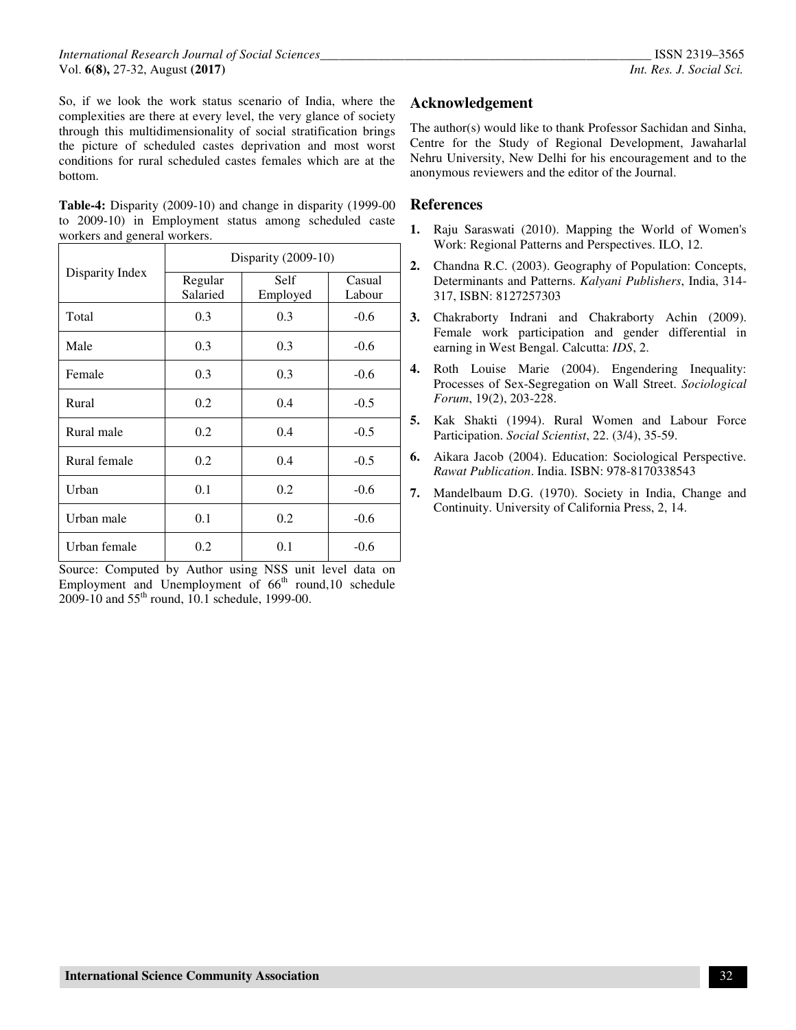So, if we look the work status scenario of India, where the complexities are there at every level, the very glance of society through this multidimensionality of social stratification brings the picture of scheduled castes deprivation and most worst conditions for rural scheduled castes females which are at the bottom.

**Table-4:** Disparity (2009-10) and change in disparity (1999-00 to 2009-10) in Employment status among scheduled caste workers and general workers.

| Disparity Index | Disparity (2009-10) | | |
|---|---|---|---|
| | Regular Salaried | Self Employed | Casual Labour |
| Total | 0.3 | 0.3 | -0.6 |
| Male | 0.3 | 0.3 | -0.6 |
| Female | 0.3 | 0.3 | -0.6 |
| Rural | 0.2 | 0.4 | -0.5 |
| Rural male | 0.2 | 0.4 | -0.5 |
| Rural female | 0.2 | 0.4 | -0.5 |
| Urban | 0.1 | 0.2 | -0.6 |
| Urban male | 0.1 | 0.2 | -0.6 |
| Urban female | 0.2 | 0.1 | -0.6 |

Source: Computed by Author using NSS unit level data on Employment and Unemployment of 66th round,10 schedule 2009-10 and 55th round, 10.1 schedule, 1999-00.

## Acknowledgement

The author(s) would like to thank Professor Sachidan and Sinha, Centre for the Study of Regional Development, Jawaharlal Nehru University, New Delhi for his encouragement and to the anonymous reviewers and the editor of the Journal.

## References

1. Raju Saraswati (2010). Mapping the World of Women's Work: Regional Patterns and Perspectives. ILO, 12.
2. Chandna R.C. (2003). Geography of Population: Concepts, Determinants and Patterns. *Kalyani Publishers*, India, 314-317, ISBN: 8127257303
3. Chakraborty Indrani and Chakraborty Achin (2009). Female work participation and gender differential in earning in West Bengal. Calcutta: *IDS*, 2.
4. Roth Louise Marie (2004). Engendering Inequality: Processes of Sex-Segregation on Wall Street. *Sociological Forum*, 19(2), 203-228.
5. Kak Shakti (1994). Rural Women and Labour Force Participation. *Social Scientist*, 22. (3/4), 35-59.
6. Aikara Jacob (2004). Education: Sociological Perspective. *Rawat Publication*. India. ISBN: 978-8170338543
7. Mandelbaum D.G. (1970). Society in India, Change and Continuity. University of California Press, 2, 14.